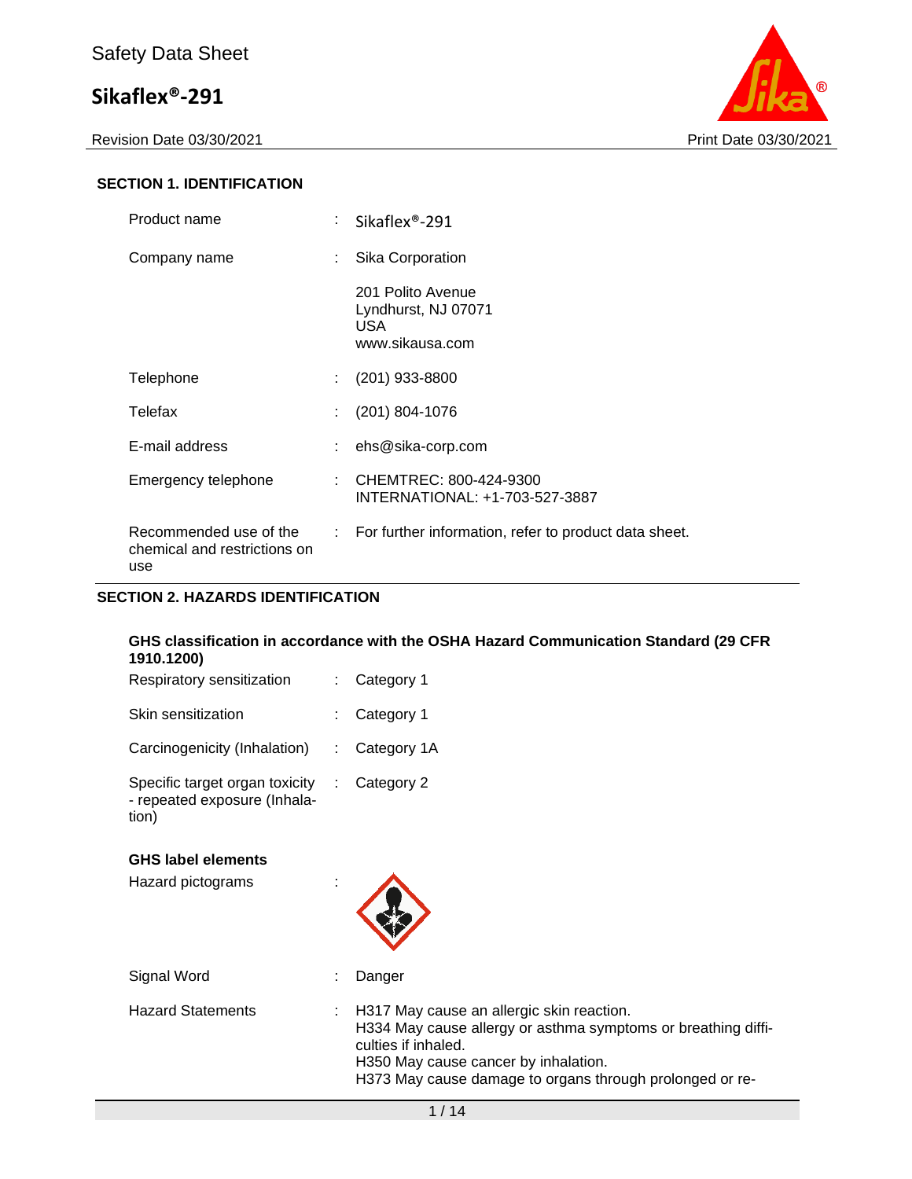Safety Data Sheet

# Sikaflex®-291

Revision Date 03/30/2021 Print Date 03/30/2021

## SECTION 1. IDENTIFICATION

| | | |
|---|---|---|
| Product name | : | Sikaflex®-291 |
| Company name | : | Sika Corporation<br>201 Polito Avenue<br>Lyndhurst, NJ 07071<br>USA<br>www.sikausa.com |
| Telephone | : | (201) 933-8800 |
| Telefax | : | (201) 804-1076 |
| E-mail address | : | ehs@sika-corp.com |
| Emergency telephone | : | CHEMTREC: 800-424-9300<br>INTERNATIONAL: +1-703-527-3887 |
| Recommended use of the chemical and restrictions on use | : | For further information, refer to product data sheet. |

## SECTION 2. HAZARDS IDENTIFICATION

**GHS classification in accordance with the OSHA Hazard Communication Standard (29 CFR 1910.1200)**

| | | |
|---|---|---|
| Respiratory sensitization | : | Category 1 |
| Skin sensitization | : | Category 1 |
| Carcinogenicity (Inhalation) | : | Category 1A |
| Specific target organ toxicity - repeated exposure (Inhalation) | : | Category 2 |

**GHS label elements**

| | | |
|---|---|---|
| Hazard pictograms | : | |
| Signal Word | : | Danger |
| Hazard Statements | : | H317 May cause an allergic skin reaction.<br>H334 May cause allergy or asthma symptoms or breathing difficulties if inhaled.<br>H350 May cause cancer by inhalation.<br>H373 May cause damage to organs through prolonged or re- |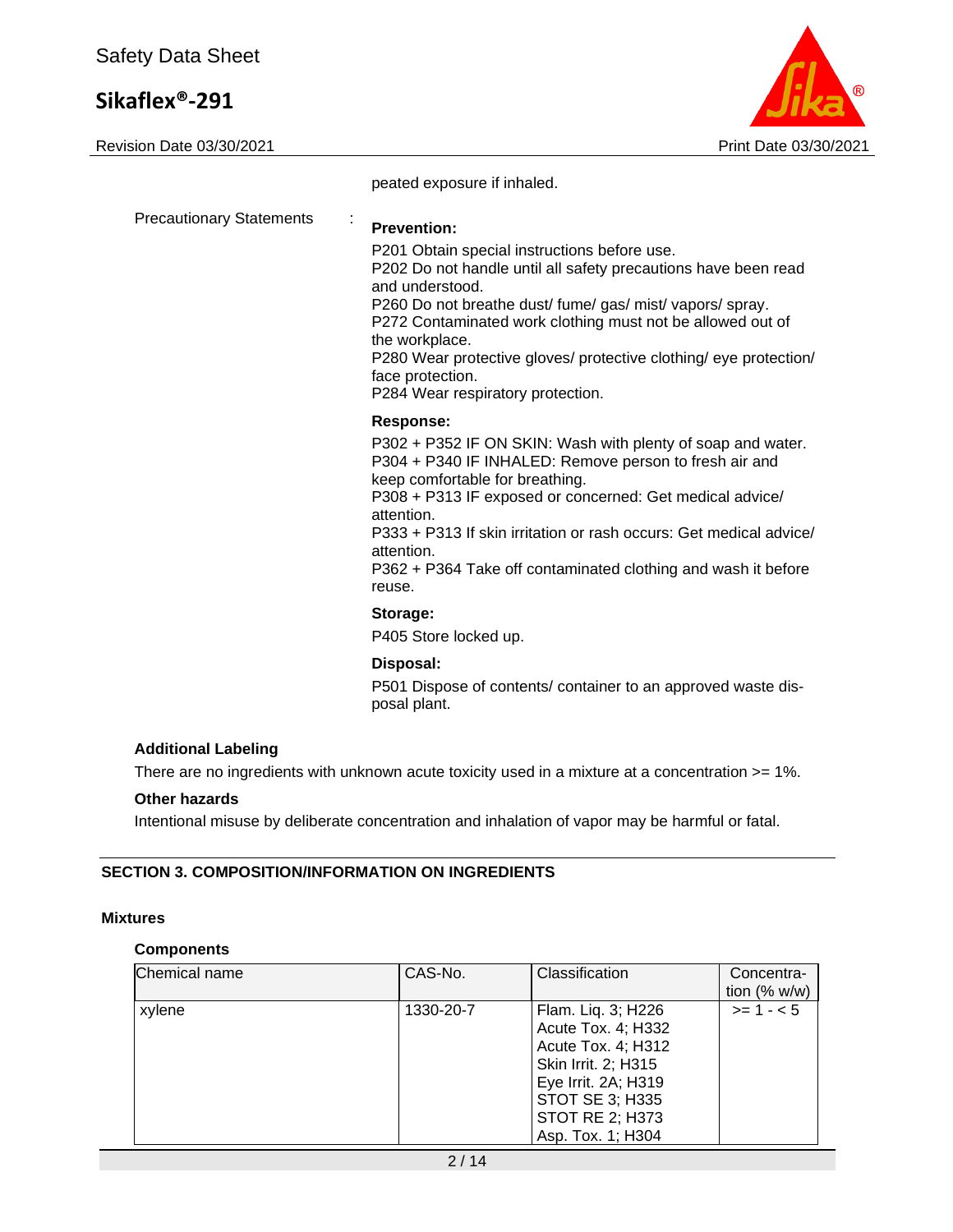peated exposure if inhaled.

Precautionary Statements :

**Prevention:**

P201 Obtain special instructions before use.
P202 Do not handle until all safety precautions have been read and understood.
P260 Do not breathe dust/ fume/ gas/ mist/ vapors/ spray.
P272 Contaminated work clothing must not be allowed out of the workplace.
P280 Wear protective gloves/ protective clothing/ eye protection/ face protection.
P284 Wear respiratory protection.

**Response:**

P302 + P352 IF ON SKIN: Wash with plenty of soap and water.
P304 + P340 IF INHALED: Remove person to fresh air and keep comfortable for breathing.
P308 + P313 IF exposed or concerned: Get medical advice/ attention.
P333 + P313 If skin irritation or rash occurs: Get medical advice/ attention.
P362 + P364 Take off contaminated clothing and wash it before reuse.

**Storage:**

P405 Store locked up.

**Disposal:**

P501 Dispose of contents/ container to an approved waste disposal plant.

### Additional Labeling

There are no ingredients with unknown acute toxicity used in a mixture at a concentration >= 1%.

### Other hazards

Intentional misuse by deliberate concentration and inhalation of vapor may be harmful or fatal.

## SECTION 3. COMPOSITION/INFORMATION ON INGREDIENTS

### Mixtures

**Components**

| Chemical name | CAS-No. | Classification | Concentration (% w/w) |
|---|---|---|---|
| xylene | 1330-20-7 | Flam. Liq. 3; H226<br>Acute Tox. 4; H332<br>Acute Tox. 4; H312<br>Skin Irrit. 2; H315<br>Eye Irrit. 2A; H319<br>STOT SE 3; H335<br>STOT RE 2; H373<br>Asp. Tox. 1; H304 | >= 1 - < 5 |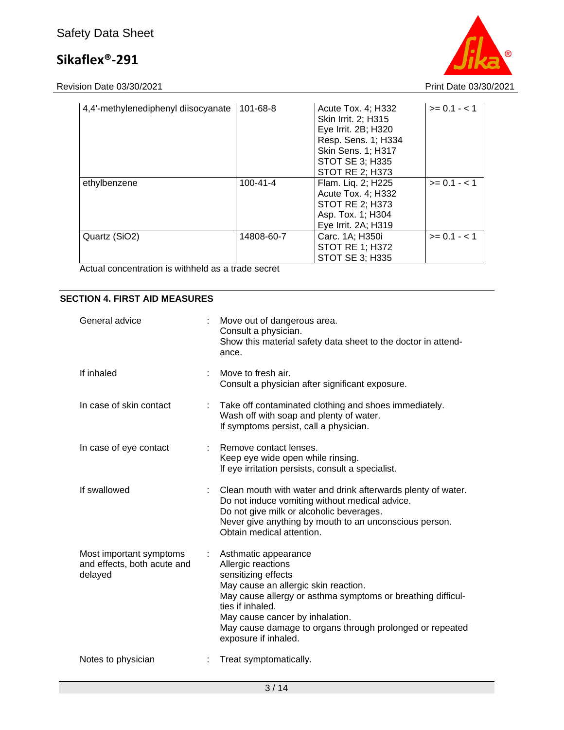| 4,4'-methylenediphenyl diisocyanate | 101-68-8 | Acute Tox. 4; H332<br>Skin Irrit. 2; H315<br>Eye Irrit. 2B; H320<br>Resp. Sens. 1; H334<br>Skin Sens. 1; H317<br>STOT SE 3; H335<br>STOT RE 2; H373 | >= 0.1 - < 1 |
|---|---|---|---|
| ethylbenzene | 100-41-4 | Flam. Liq. 2; H225<br>Acute Tox. 4; H332<br>STOT RE 2; H373<br>Asp. Tox. 1; H304<br>Eye Irrit. 2A; H319 | >= 0.1 - < 1 |
| Quartz (SiO2) | 14808-60-7 | Carc. 1A; H350i<br>STOT RE 1; H372<br>STOT SE 3; H335 | >= 0.1 - < 1 |

Actual concentration is withheld as a trade secret

## SECTION 4. FIRST AID MEASURES

General advice : Move out of dangerous area.
Consult a physician.
Show this material safety data sheet to the doctor in attendance.

If inhaled : Move to fresh air.
Consult a physician after significant exposure.

In case of skin contact : Take off contaminated clothing and shoes immediately.
Wash off with soap and plenty of water.
If symptoms persist, call a physician.

In case of eye contact : Remove contact lenses.
Keep eye wide open while rinsing.
If eye irritation persists, consult a specialist.

If swallowed : Clean mouth with water and drink afterwards plenty of water.
Do not induce vomiting without medical advice.
Do not give milk or alcoholic beverages.
Never give anything by mouth to an unconscious person.
Obtain medical attention.

Most important symptoms and effects, both acute and delayed : Asthmatic appearance
Allergic reactions
sensitizing effects
May cause an allergic skin reaction.
May cause allergy or asthma symptoms or breathing difficulties if inhaled.
May cause cancer by inhalation.
May cause damage to organs through prolonged or repeated exposure if inhaled.

Notes to physician : Treat symptomatically.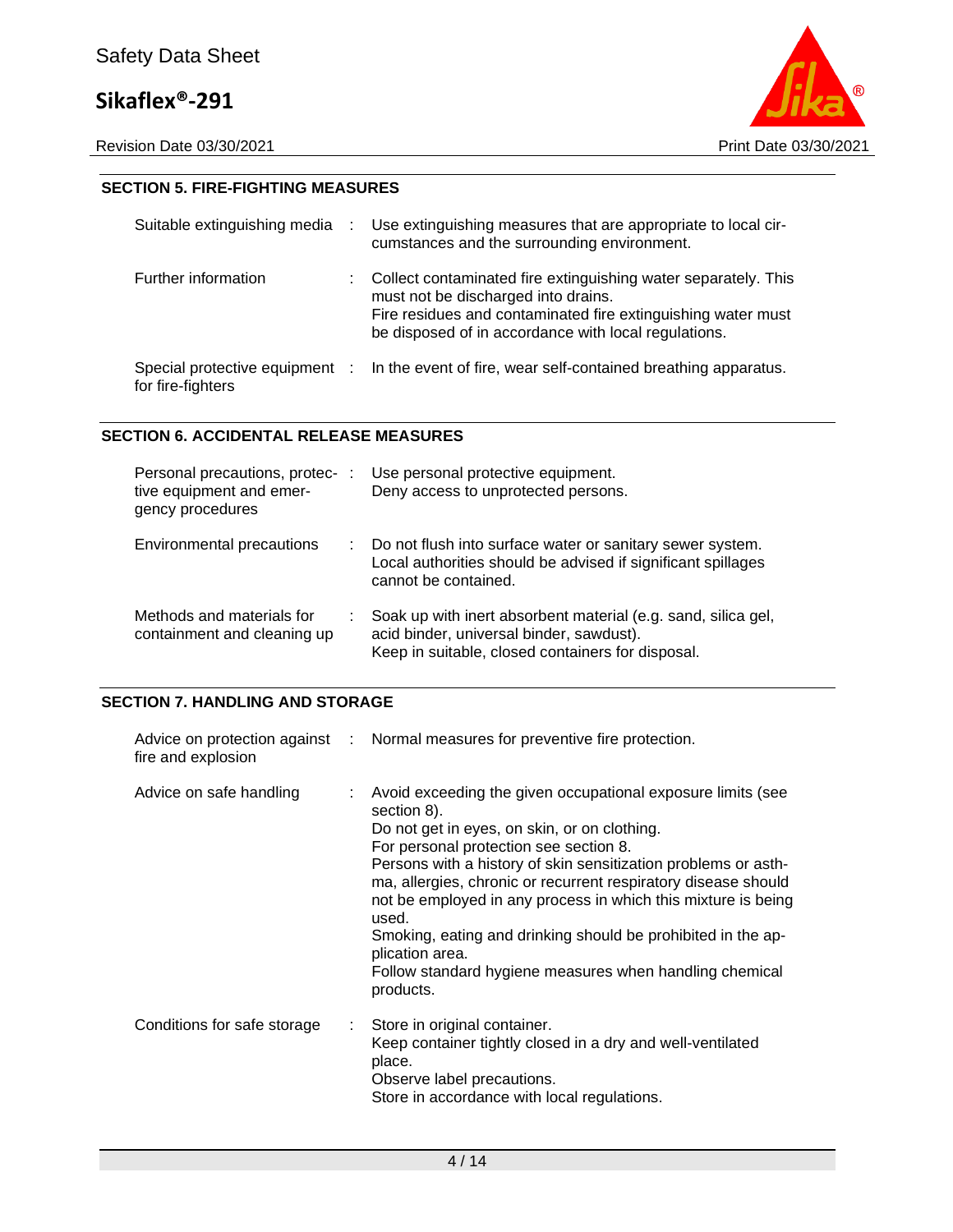## SECTION 5. FIRE-FIGHTING MEASURES

| | |
|---|---|
| Suitable extinguishing media | Use extinguishing measures that are appropriate to local circumstances and the surrounding environment. |
| Further information | Collect contaminated fire extinguishing water separately. This must not be discharged into drains.<br>Fire residues and contaminated fire extinguishing water must be disposed of in accordance with local regulations. |
| Special protective equipment for fire-fighters | In the event of fire, wear self-contained breathing apparatus. |

## SECTION 6. ACCIDENTAL RELEASE MEASURES

| | |
|---|---|
| Personal precautions, protective equipment and emergency procedures | Use personal protective equipment.<br>Deny access to unprotected persons. |
| Environmental precautions | Do not flush into surface water or sanitary sewer system.<br>Local authorities should be advised if significant spillages cannot be contained. |
| Methods and materials for containment and cleaning up | Soak up with inert absorbent material (e.g. sand, silica gel, acid binder, universal binder, sawdust).<br>Keep in suitable, closed containers for disposal. |

## SECTION 7. HANDLING AND STORAGE

| | |
|---|---|
| Advice on protection against fire and explosion | Normal measures for preventive fire protection. |
| Advice on safe handling | Avoid exceeding the given occupational exposure limits (see section 8).<br>Do not get in eyes, on skin, or on clothing.<br>For personal protection see section 8.<br>Persons with a history of skin sensitization problems or asthma, allergies, chronic or recurrent respiratory disease should not be employed in any process in which this mixture is being used.<br>Smoking, eating and drinking should be prohibited in the application area.<br>Follow standard hygiene measures when handling chemical products. |
| Conditions for safe storage | Store in original container.<br>Keep container tightly closed in a dry and well-ventilated place.<br>Observe label precautions.<br>Store in accordance with local regulations. |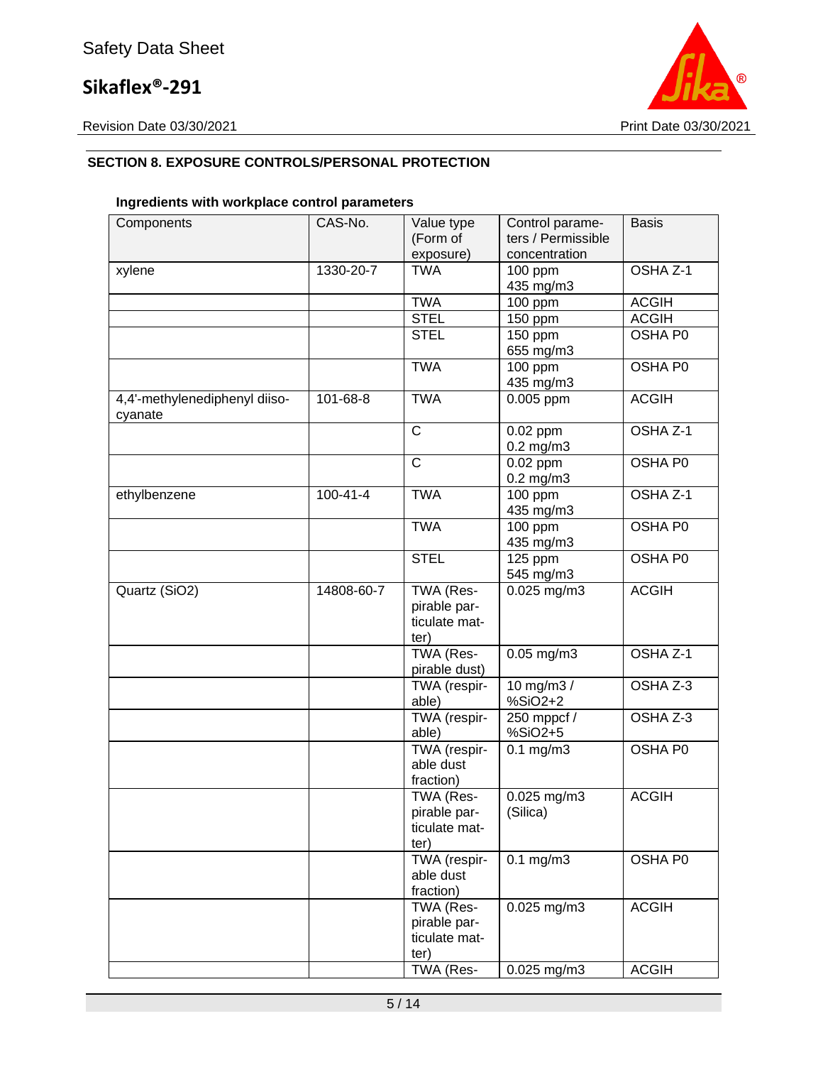Safety Data Sheet

**Sikaflex®-291**

Revision Date 03/30/2021 | Print Date 03/30/2021

### SECTION 8. EXPOSURE CONTROLS/PERSONAL PROTECTION

**Ingredients with workplace control parameters**

| Components | CAS-No. | Value type (Form of exposure) | Control parameters / Permissible concentration | Basis |
|---|---|---|---|---|
| xylene | 1330-20-7 | TWA | 100 ppm 435 mg/m3 | OSHA Z-1 |
| | | TWA | 100 ppm | ACGIH |
| | | STEL | 150 ppm | ACGIH |
| | | STEL | 150 ppm 655 mg/m3 | OSHA P0 |
| | | TWA | 100 ppm 435 mg/m3 | OSHA P0 |
| 4,4'-methylenediphenyl diisocyanate | 101-68-8 | TWA | 0.005 ppm | ACGIH |
| | | C | 0.02 ppm 0.2 mg/m3 | OSHA Z-1 |
| | | C | 0.02 ppm 0.2 mg/m3 | OSHA P0 |
| ethylbenzene | 100-41-4 | TWA | 100 ppm 435 mg/m3 | OSHA Z-1 |
| | | TWA | 100 ppm 435 mg/m3 | OSHA P0 |
| | | STEL | 125 ppm 545 mg/m3 | OSHA P0 |
| Quartz ($SiO_2$) | 14808-60-7 | TWA (Respirable particulate matter) | 0.025 mg/m3 | ACGIH |
| | | TWA (Respirable dust) | 0.05 mg/m3 | OSHA Z-1 |
| | | TWA (respirable) | 10 mg/m3 / %SiO2+2 | OSHA Z-3 |
| | | TWA (respirable) | 250 mppcf / %SiO2+5 | OSHA Z-3 |
| | | TWA (respirable dust fraction) | 0.1 mg/m3 | OSHA P0 |
| | | TWA (Respirable particulate matter) | 0.025 mg/m3 (Silica) | ACGIH |
| | | TWA (respirable dust fraction) | 0.1 mg/m3 | OSHA P0 |
| | | TWA (Respirable particulate matter) | 0.025 mg/m3 | ACGIH |
| | | TWA (Res- | 0.025 mg/m3 | ACGIH |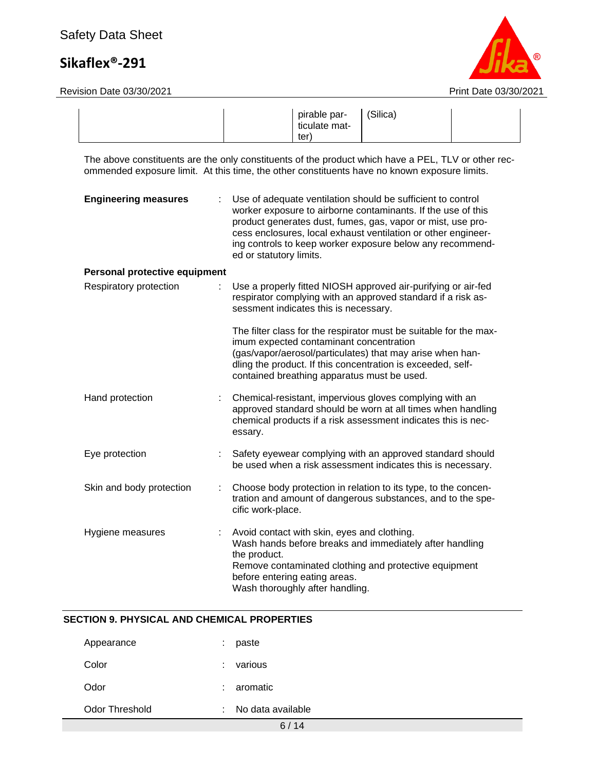|  |  | pirable particulate matter) | (Silica) |  |
|---|---|---|---|---|

The above constituents are the only constituents of the product which have a PEL, TLV or other recommended exposure limit. At this time, the other constituents have no known exposure limits.

**Engineering measures** : Use of adequate ventilation should be sufficient to control worker exposure to airborne contaminants. If the use of this product generates dust, fumes, gas, vapor or mist, use process enclosures, local exhaust ventilation or other engineering controls to keep worker exposure below any recommended or statutory limits.

**Personal protective equipment**

Respiratory protection : Use a properly fitted NIOSH approved air-purifying or air-fed respirator complying with an approved standard if a risk assessment indicates this is necessary.

The filter class for the respirator must be suitable for the maximum expected contaminant concentration (gas/vapor/aerosol/particulates) that may arise when handling the product. If this concentration is exceeded, self-contained breathing apparatus must be used.

Hand protection : Chemical-resistant, impervious gloves complying with an approved standard should be worn at all times when handling chemical products if a risk assessment indicates this is necessary.

Eye protection : Safety eyewear complying with an approved standard should be used when a risk assessment indicates this is necessary.

Skin and body protection : Choose body protection in relation to its type, to the concentration and amount of dangerous substances, and to the specific work-place.

Hygiene measures : Avoid contact with skin, eyes and clothing.
Wash hands before breaks and immediately after handling the product.
Remove contaminated clothing and protective equipment before entering eating areas.
Wash thoroughly after handling.

## SECTION 9. PHYSICAL AND CHEMICAL PROPERTIES

Appearance : paste

Color : various

Odor : aromatic

Odor Threshold : No data available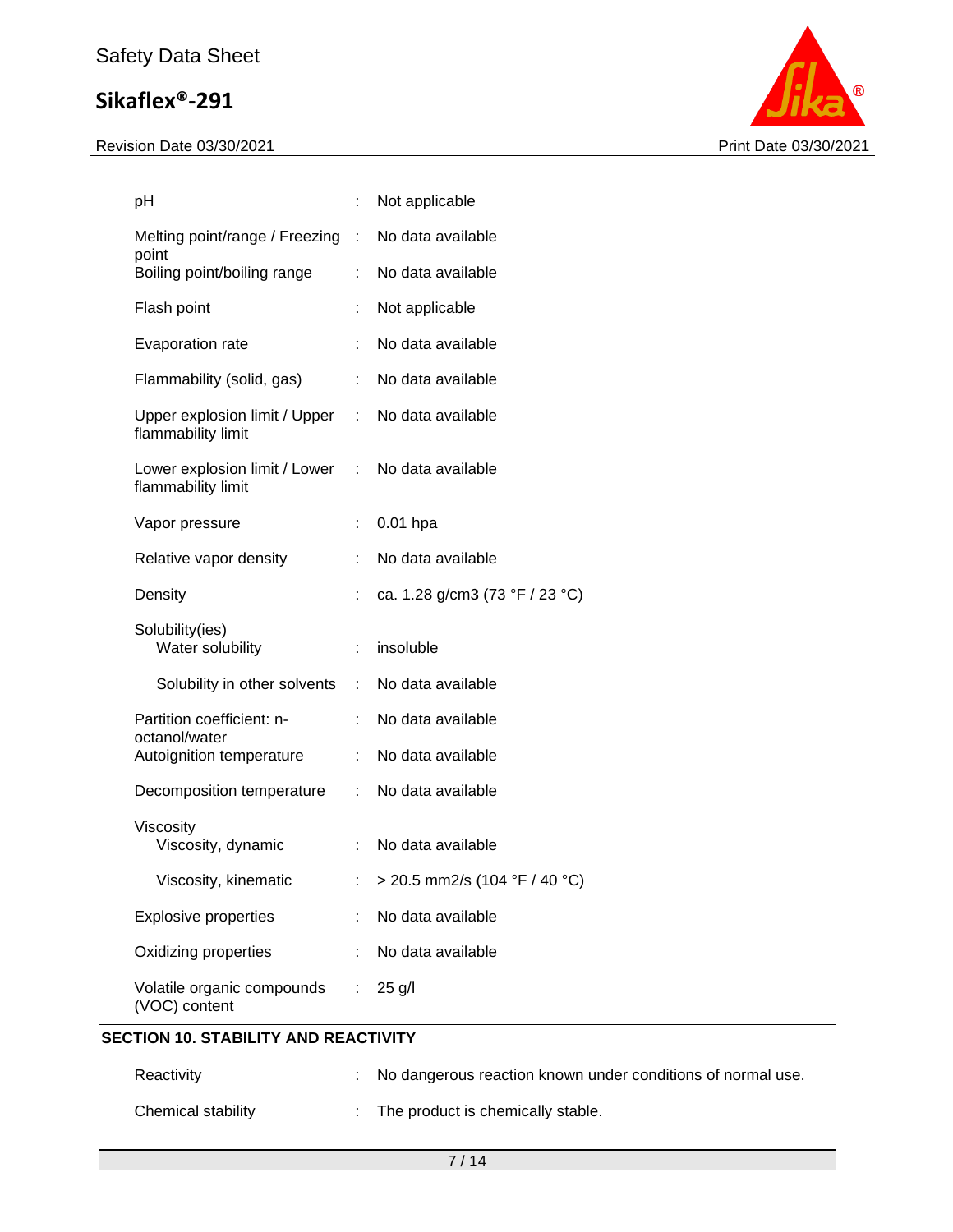| | | |
|---|---|---|
| pH | : | Not applicable |
| Melting point/range / Freezing point | : | No data available |
| Boiling point/boiling range | : | No data available |
| Flash point | : | Not applicable |
| Evaporation rate | : | No data available |
| Flammability (solid, gas) | : | No data available |
| Upper explosion limit / Upper flammability limit | : | No data available |
| Lower explosion limit / Lower flammability limit | : | No data available |
| Vapor pressure | : | 0.01 hpa |
| Relative vapor density | : | No data available |
| Density | : | ca. 1.28 g/cm3 (73 °F / 23 °C) |
| Solubility(ies) | | |
| Water solubility | : | insoluble |
| Solubility in other solvents | : | No data available |
| Partition coefficient: n-octanol/water | : | No data available |
| Autoignition temperature | : | No data available |
| Decomposition temperature | : | No data available |
| Viscosity | | |
| Viscosity, dynamic | : | No data available |
| Viscosity, kinematic | : | > 20.5 mm2/s (104 °F / 40 °C) |
| Explosive properties | : | No data available |
| Oxidizing properties | : | No data available |
| Volatile organic compounds (VOC) content | : | 25 g/l |

## SECTION 10. STABILITY AND REACTIVITY

| | | |
|---|---|---|
| Reactivity | : | No dangerous reaction known under conditions of normal use. |
| Chemical stability | : | The product is chemically stable. |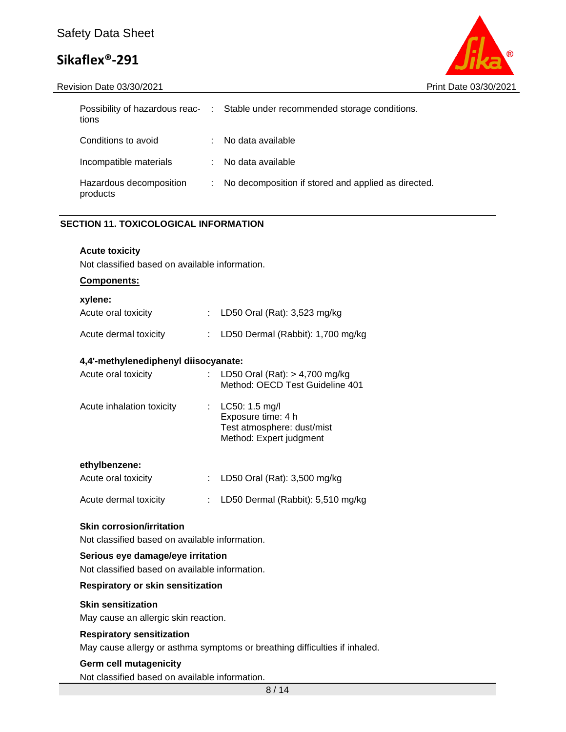| | | |
|---|---|---|
| Possibility of hazardous reactions | : | Stable under recommended storage conditions. |
| Conditions to avoid | : | No data available |
| Incompatible materials | : | No data available |
| Hazardous decomposition products | : | No decomposition if stored and applied as directed. |

## SECTION 11. TOXICOLOGICAL INFORMATION

**Acute toxicity**

Not classified based on available information.

**Components:**

**xylene:**

| | | |
|---|---|---|
| Acute oral toxicity | : | LD50 Oral (Rat): 3,523 mg/kg |
| Acute dermal toxicity | : | LD50 Dermal (Rabbit): 1,700 mg/kg |

**4,4'-methylenediphenyl diisocyanate:**

| | | |
|---|---|---|
| Acute oral toxicity | : | LD50 Oral (Rat): > 4,700 mg/kg<br>Method: OECD Test Guideline 401 |
| Acute inhalation toxicity | : | LC50: 1.5 mg/l<br>Exposure time: 4 h<br>Test atmosphere: dust/mist<br>Method: Expert judgment |

**ethylbenzene:**

| | | |
|---|---|---|
| Acute oral toxicity | : | LD50 Oral (Rat): 3,500 mg/kg |
| Acute dermal toxicity | : | LD50 Dermal (Rabbit): 5,510 mg/kg |

**Skin corrosion/irritation**

Not classified based on available information.

**Serious eye damage/eye irritation**

Not classified based on available information.

**Respiratory or skin sensitization**

**Skin sensitization**

May cause an allergic skin reaction.

**Respiratory sensitization**

May cause allergy or asthma symptoms or breathing difficulties if inhaled.

**Germ cell mutagenicity**

Not classified based on available information.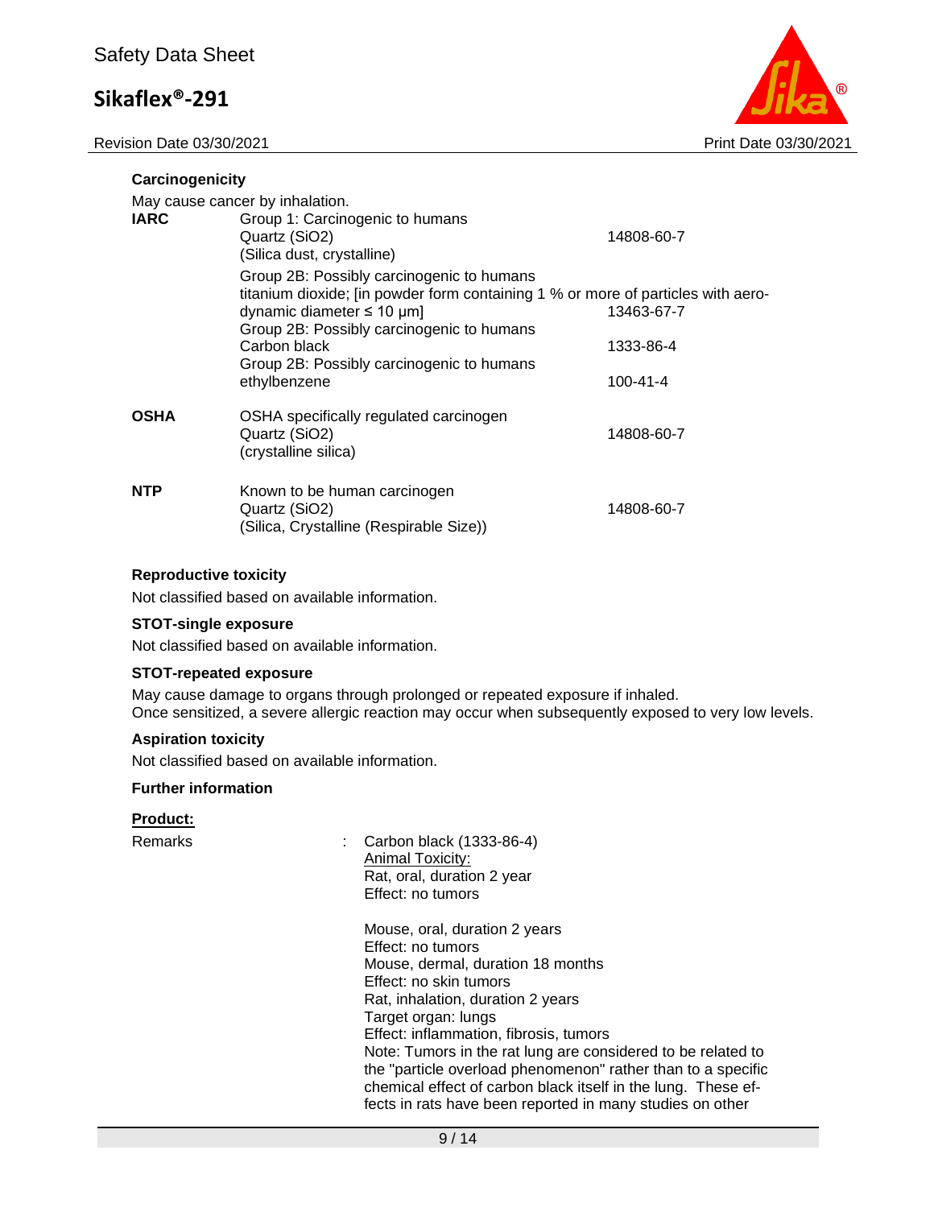### Carcinogenicity

May cause cancer by inhalation.

| | | |
|---|---|---|
| **IARC** | Group 1: Carcinogenic to humans<br>Quartz ($SiO_2$)<br>(Silica dust, crystalline) | 14808-60-7 |
| | Group 2B: Possibly carcinogenic to humans<br>titanium dioxide; [in powder form containing 1 % or more of particles with aerodynamic diameter ≤ 10 μm] | 13463-67-7 |
| | Group 2B: Possibly carcinogenic to humans<br>Carbon black | 1333-86-4 |
| | Group 2B: Possibly carcinogenic to humans<br>ethylbenzene | 100-41-4 |
| **OSHA** | OSHA specifically regulated carcinogen<br>Quartz ($SiO_2$)<br>(crystalline silica) | 14808-60-7 |
| **NTP** | Known to be human carcinogen<br>Quartz ($SiO_2$)<br>(Silica, Crystalline (Respirable Size)) | 14808-60-7 |

### Reproductive toxicity

Not classified based on available information.

### STOT-single exposure

Not classified based on available information.

### STOT-repeated exposure

May cause damage to organs through prolonged or repeated exposure if inhaled.
Once sensitized, a severe allergic reaction may occur when subsequently exposed to very low levels.

### Aspiration toxicity

Not classified based on available information.

### Further information

**Product:**

Remarks : Carbon black (1333-86-4)
Animal Toxicity:
Rat, oral, duration 2 year
Effect: no tumors

Mouse, oral, duration 2 years
Effect: no tumors
Mouse, dermal, duration 18 months
Effect: no skin tumors
Rat, inhalation, duration 2 years
Target organ: lungs
Effect: inflammation, fibrosis, tumors
Note: Tumors in the rat lung are considered to be related to the "particle overload phenomenon" rather than to a specific chemical effect of carbon black itself in the lung. These effects in rats have been reported in many studies on other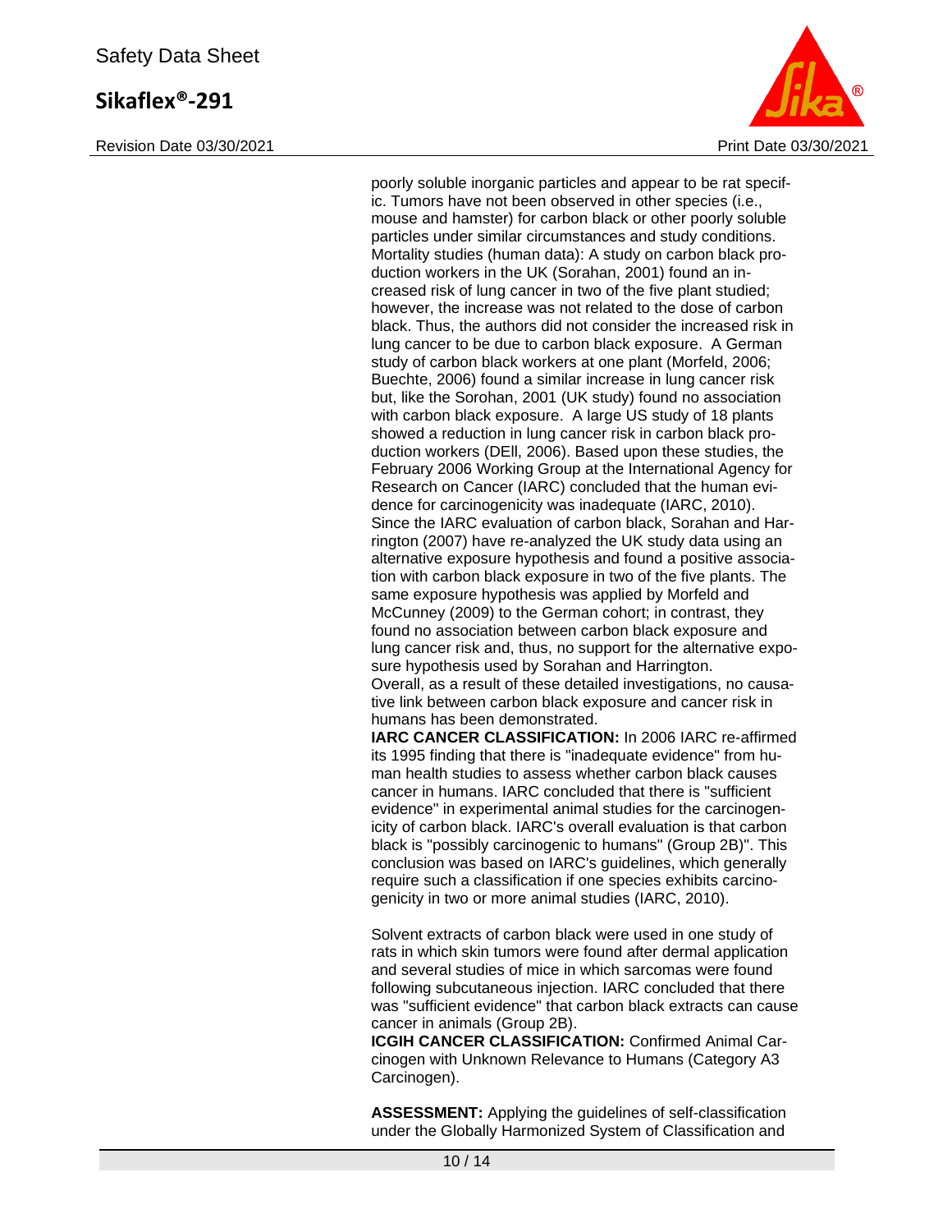poorly soluble inorganic particles and appear to be rat specific. Tumors have not been observed in other species (i.e., mouse and hamster) for carbon black or other poorly soluble particles under similar circumstances and study conditions. Mortality studies (human data): A study on carbon black production workers in the UK (Sorahan, 2001) found an increased risk of lung cancer in two of the five plant studied; however, the increase was not related to the dose of carbon black. Thus, the authors did not consider the increased risk in lung cancer to be due to carbon black exposure. A German study of carbon black workers at one plant (Morfeld, 2006; Buechte, 2006) found a similar increase in lung cancer risk but, like the Sorohan, 2001 (UK study) found no association with carbon black exposure. A large US study of 18 plants showed a reduction in lung cancer risk in carbon black production workers (DEll, 2006). Based upon these studies, the February 2006 Working Group at the International Agency for Research on Cancer (IARC) concluded that the human evidence for carcinogenicity was inadequate (IARC, 2010). Since the IARC evaluation of carbon black, Sorahan and Harrington (2007) have re-analyzed the UK study data using an alternative exposure hypothesis and found a positive association with carbon black exposure in two of the five plants. The same exposure hypothesis was applied by Morfeld and McCunney (2009) to the German cohort; in contrast, they found no association between carbon black exposure and lung cancer risk and, thus, no support for the alternative exposure hypothesis used by Sorahan and Harrington.
Overall, as a result of these detailed investigations, no causative link between carbon black exposure and cancer risk in humans has been demonstrated.
**IARC CANCER CLASSIFICATION:** In 2006 IARC re-affirmed its 1995 finding that there is "inadequate evidence" from human health studies to assess whether carbon black causes cancer in humans. IARC concluded that there is "sufficient evidence" in experimental animal studies for the carcinogenicity of carbon black. IARC's overall evaluation is that carbon black is "possibly carcinogenic to humans" (Group 2B)". This conclusion was based on IARC's guidelines, which generally require such a classification if one species exhibits carcinogenicity in two or more animal studies (IARC, 2010).

Solvent extracts of carbon black were used in one study of rats in which skin tumors were found after dermal application and several studies of mice in which sarcomas were found following subcutaneous injection. IARC concluded that there was "sufficient evidence" that carbon black extracts can cause cancer in animals (Group 2B).
**ICGIH CANCER CLASSIFICATION:** Confirmed Animal Carcinogen with Unknown Relevance to Humans (Category A3 Carcinogen).

**ASSESSMENT:** Applying the guidelines of self-classification under the Globally Harmonized System of Classification and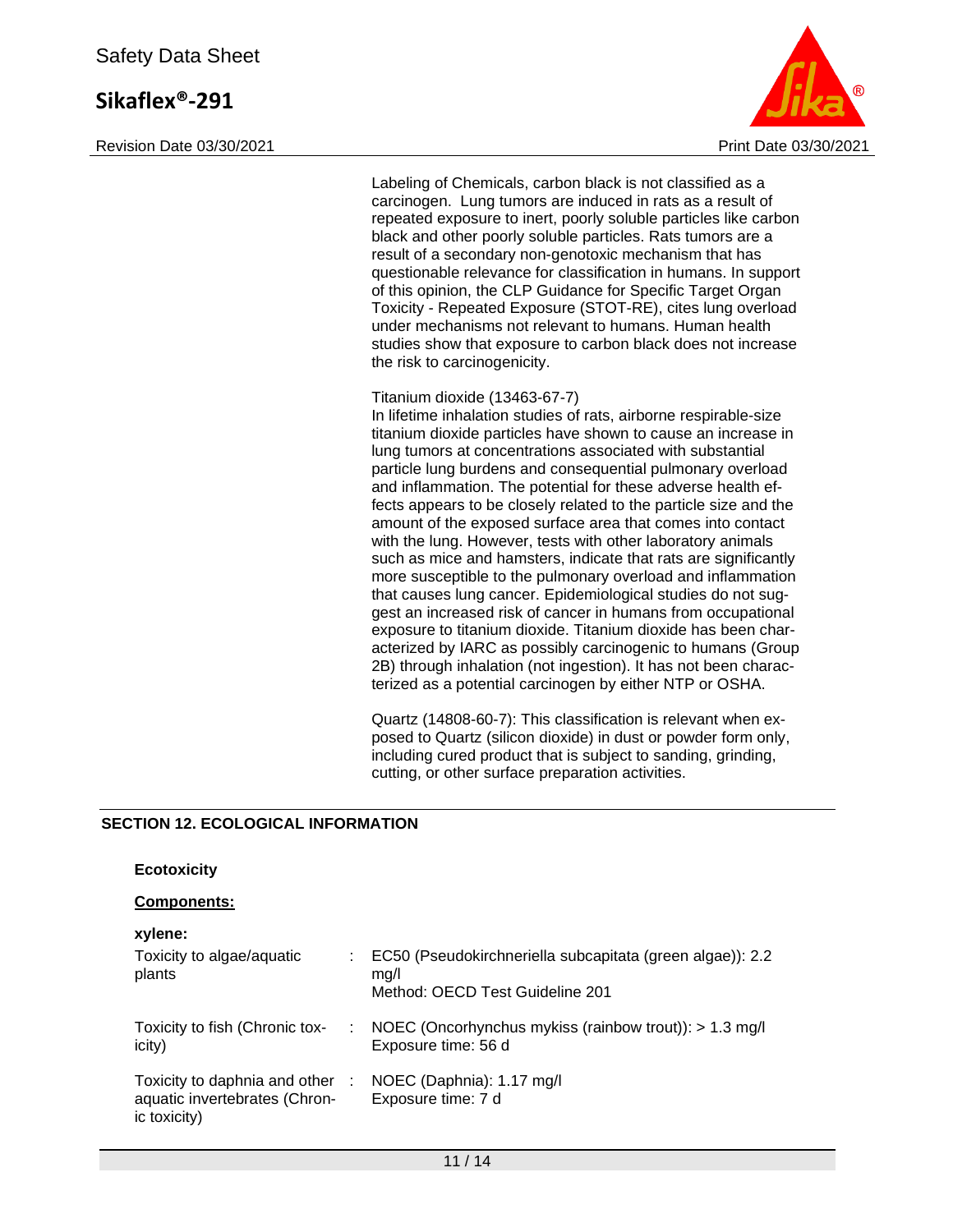Labeling of Chemicals, carbon black is not classified as a carcinogen. Lung tumors are induced in rats as a result of repeated exposure to inert, poorly soluble particles like carbon black and other poorly soluble particles. Rats tumors are a result of a secondary non-genotoxic mechanism that has questionable relevance for classification in humans. In support of this opinion, the CLP Guidance for Specific Target Organ Toxicity - Repeated Exposure (STOT-RE), cites lung overload under mechanisms not relevant to humans. Human health studies show that exposure to carbon black does not increase the risk to carcinogenicity.

Titanium dioxide (13463-67-7)
In lifetime inhalation studies of rats, airborne respirable-size titanium dioxide particles have shown to cause an increase in lung tumors at concentrations associated with substantial particle lung burdens and consequential pulmonary overload and inflammation. The potential for these adverse health effects appears to be closely related to the particle size and the amount of the exposed surface area that comes into contact with the lung. However, tests with other laboratory animals such as mice and hamsters, indicate that rats are significantly more susceptible to the pulmonary overload and inflammation that causes lung cancer. Epidemiological studies do not suggest an increased risk of cancer in humans from occupational exposure to titanium dioxide. Titanium dioxide has been characterized by IARC as possibly carcinogenic to humans (Group 2B) through inhalation (not ingestion). It has not been characterized as a potential carcinogen by either NTP or OSHA.

Quartz (14808-60-7): This classification is relevant when exposed to Quartz (silicon dioxide) in dust or powder form only, including cured product that is subject to sanding, grinding, cutting, or other surface preparation activities.

## SECTION 12. ECOLOGICAL INFORMATION

**Ecotoxicity**

**Components:**

**xylene:**

| | | |
|---|---|---|
| Toxicity to algae/aquatic plants | : | EC50 (Pseudokirchneriella subcapitata (green algae)): 2.2 mg/l<br>Method: OECD Test Guideline 201 |
| Toxicity to fish (Chronic toxicity) | : | NOEC (Oncorhynchus mykiss (rainbow trout)): > 1.3 mg/l<br>Exposure time: 56 d |
| Toxicity to daphnia and other aquatic invertebrates (Chronic toxicity) | : | NOEC (Daphnia): 1.17 mg/l<br>Exposure time: 7 d |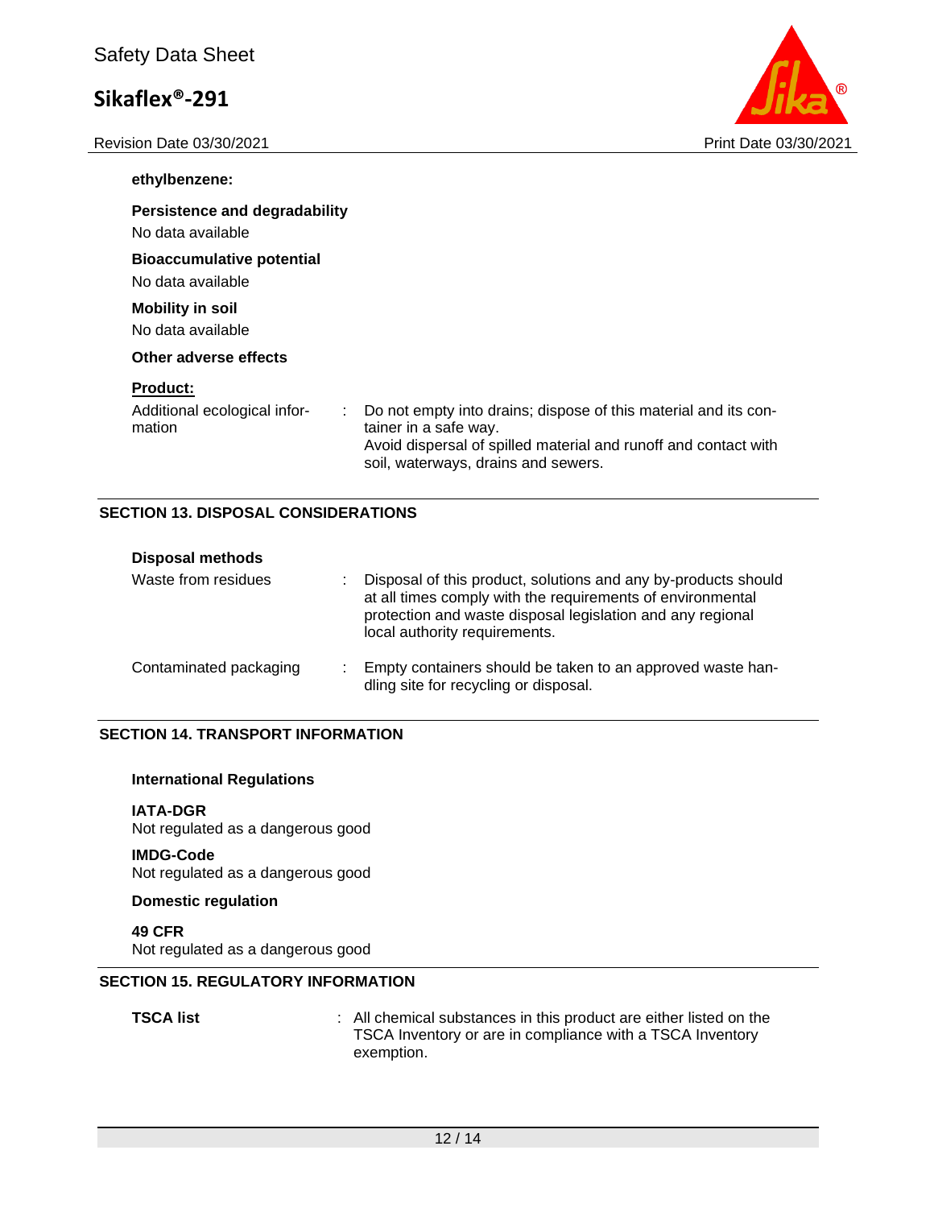**ethylbenzene:**

**Persistence and degradability**

No data available

**Bioaccumulative potential**

No data available

**Mobility in soil**

No data available

**Other adverse effects**

**Product:**

Additional ecological information : Do not empty into drains; dispose of this material and its container in a safe way.
Avoid dispersal of spilled material and runoff and contact with soil, waterways, drains and sewers.

## SECTION 13. DISPOSAL CONSIDERATIONS

**Disposal methods**

Waste from residues : Disposal of this product, solutions and any by-products should at all times comply with the requirements of environmental protection and waste disposal legislation and any regional local authority requirements.

Contaminated packaging : Empty containers should be taken to an approved waste handling site for recycling or disposal.

## SECTION 14. TRANSPORT INFORMATION

**International Regulations**

**IATA-DGR**

Not regulated as a dangerous good

**IMDG-Code**

Not regulated as a dangerous good

**Domestic regulation**

**49 CFR**

Not regulated as a dangerous good

## SECTION 15. REGULATORY INFORMATION

**TSCA list** : All chemical substances in this product are either listed on the TSCA Inventory or are in compliance with a TSCA Inventory exemption.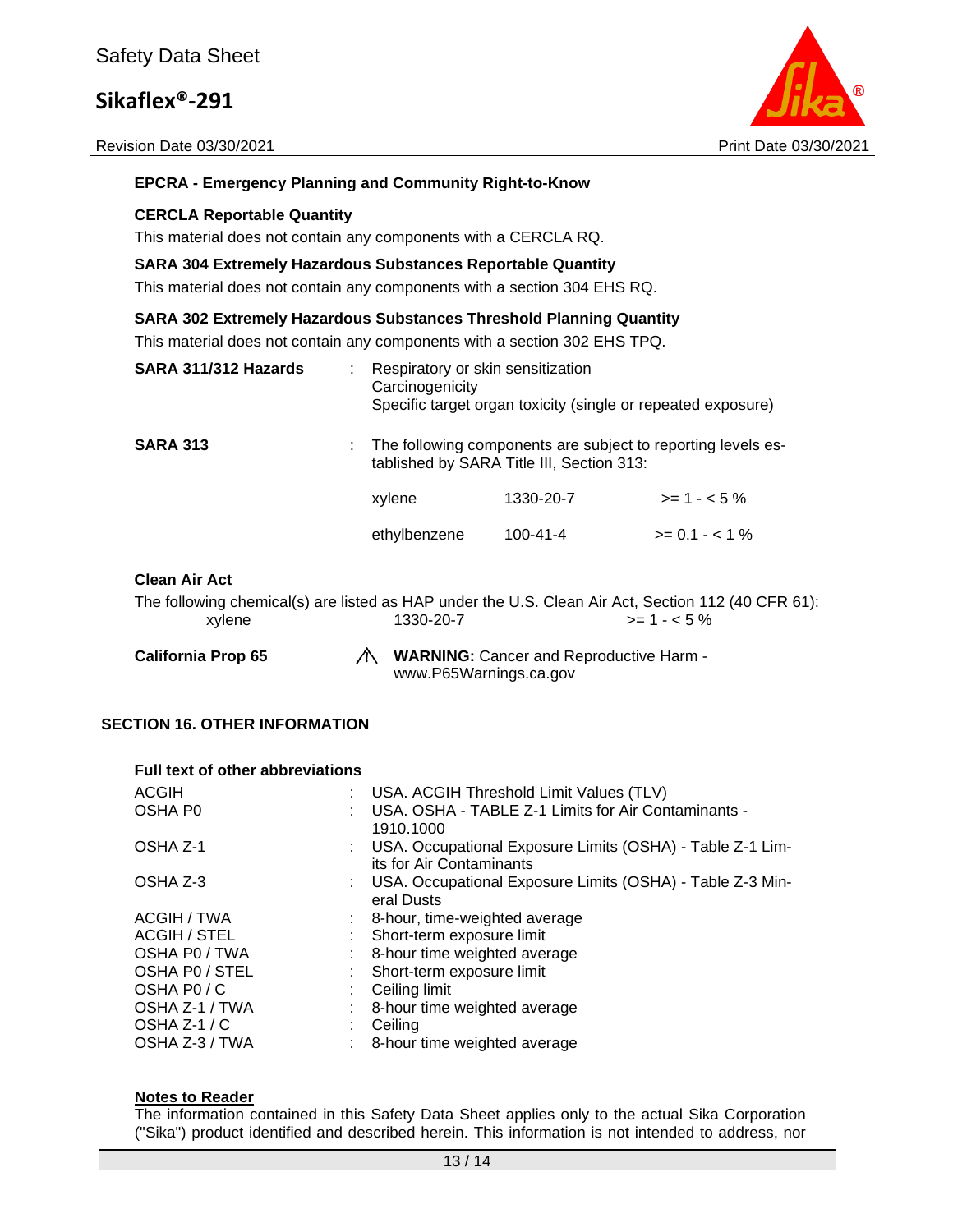**EPCRA - Emergency Planning and Community Right-to-Know**

**CERCLA Reportable Quantity**

This material does not contain any components with a CERCLA RQ.

**SARA 304 Extremely Hazardous Substances Reportable Quantity**

This material does not contain any components with a section 304 EHS RQ.

**SARA 302 Extremely Hazardous Substances Threshold Planning Quantity**

This material does not contain any components with a section 302 EHS TPQ.

**SARA 311/312 Hazards** : Respiratory or skin sensitization
Carcinogenicity
Specific target organ toxicity (single or repeated exposure)

**SARA 313** : The following components are subject to reporting levels established by SARA Title III, Section 313:

| | | |
|---|---|---|
| xylene | 1330-20-7 | >= 1 - < 5 % |
| ethylbenzene | 100-41-4 | >= 0.1 - < 1 % |

**Clean Air Act**

The following chemical(s) are listed as HAP under the U.S. Clean Air Act, Section 112 (40 CFR 61):

| | | |
|---|---|---|
| xylene | 1330-20-7 | >= 1 - < 5 % |

**California Prop 65** ⚠ **WARNING:** Cancer and Reproductive Harm - www.P65Warnings.ca.gov

## SECTION 16. OTHER INFORMATION

**Full text of other abbreviations**

| | | |
|---|---|---|
| ACGIH | : | USA. ACGIH Threshold Limit Values (TLV) |
| OSHA P0 | : | USA. OSHA - TABLE Z-1 Limits for Air Contaminants - 1910.1000 |
| OSHA Z-1 | : | USA. Occupational Exposure Limits (OSHA) - Table Z-1 Limits for Air Contaminants |
| OSHA Z-3 | : | USA. Occupational Exposure Limits (OSHA) - Table Z-3 Mineral Dusts |
| ACGIH / TWA | : | 8-hour, time-weighted average |
| ACGIH / STEL | : | Short-term exposure limit |
| OSHA P0 / TWA | : | 8-hour time weighted average |
| OSHA P0 / STEL | : | Short-term exposure limit |
| OSHA P0 / C | : | Ceiling limit |
| OSHA Z-1 / TWA | : | 8-hour time weighted average |
| OSHA Z-1 / C | : | Ceiling |
| OSHA Z-3 / TWA | : | 8-hour time weighted average |

**Notes to Reader**

The information contained in this Safety Data Sheet applies only to the actual Sika Corporation ("Sika") product identified and described herein. This information is not intended to address, nor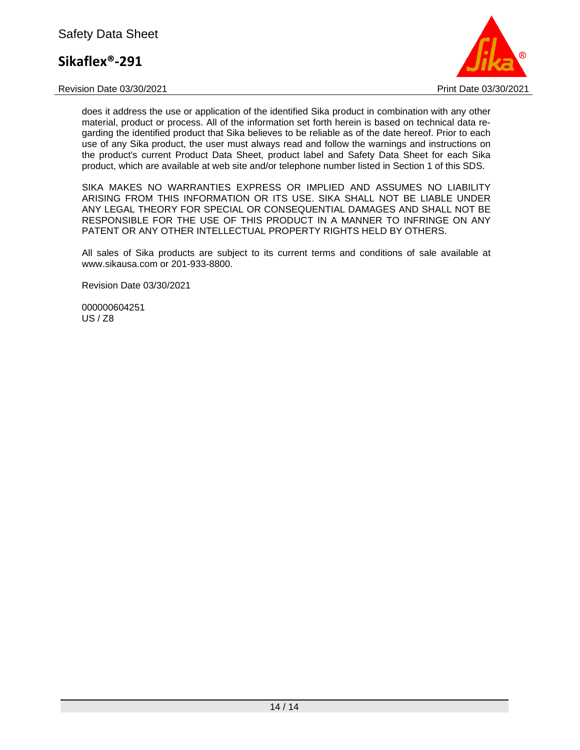does it address the use or application of the identified Sika product in combination with any other material, product or process. All of the information set forth herein is based on technical data regarding the identified product that Sika believes to be reliable as of the date hereof. Prior to each use of any Sika product, the user must always read and follow the warnings and instructions on the product's current Product Data Sheet, product label and Safety Data Sheet for each Sika product, which are available at web site and/or telephone number listed in Section 1 of this SDS.

SIKA MAKES NO WARRANTIES EXPRESS OR IMPLIED AND ASSUMES NO LIABILITY ARISING FROM THIS INFORMATION OR ITS USE. SIKA SHALL NOT BE LIABLE UNDER ANY LEGAL THEORY FOR SPECIAL OR CONSEQUENTIAL DAMAGES AND SHALL NOT BE RESPONSIBLE FOR THE USE OF THIS PRODUCT IN A MANNER TO INFRINGE ON ANY PATENT OR ANY OTHER INTELLECTUAL PROPERTY RIGHTS HELD BY OTHERS.

All sales of Sika products are subject to its current terms and conditions of sale available at www.sikausa.com or 201-933-8800.

Revision Date 03/30/2021

000000604251
US / Z8